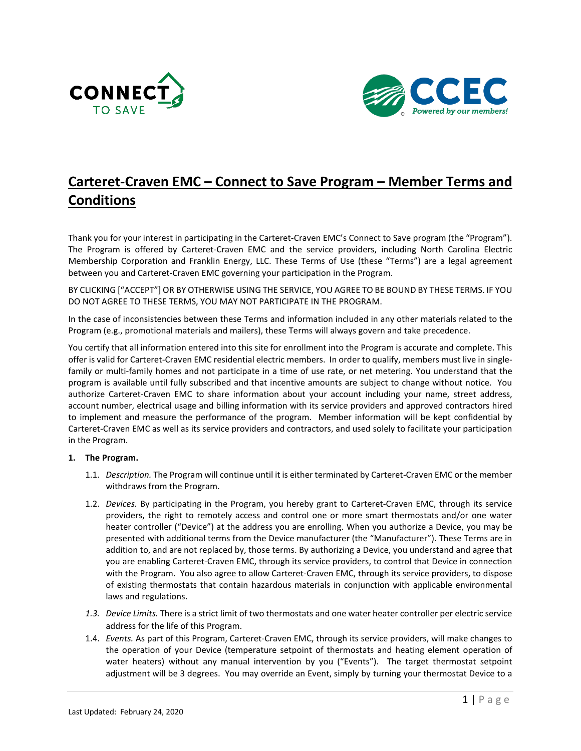# Carteret-Craven EMC – Connect to Save Program – Member Terms and Conditions

Thank you for your interest in participating in the Carteret-Craven EMC's Connect to Save program (the "Program"). The Program is offered by Carteret-Craven EMC and the service providers, including North Carolina Electric Membership Corporation and Franklin Energy, LLC. These Terms of Use (these "Terms") are a legal agreement between you and Carteret-Craven EMC governing your participation in the Program.

BY CLICKING ["ACCEPT"] OR BY OTHERWISE USING THE SERVICE, YOU AGREE TO BE BOUND BY THESE TERMS. IF YOU DO NOT AGREE TO THESE TERMS, YOU MAY NOT PARTICIPATE IN THE PROGRAM.

In the case of inconsistencies between these Terms and information included in any other materials related to the Program (e.g., promotional materials and mailers), these Terms will always govern and take precedence.

You certify that all information entered into this site for enrollment into the Program is accurate and complete. This offer is valid for Carteret-Craven EMC residential electric members. In order to qualify, members must live in single-family or multi-family homes and not participate in a time of use rate, or net metering. You understand that the program is available until fully subscribed and that incentive amounts are subject to change without notice. You authorize Carteret-Craven EMC to share information about your account including your name, street address, account number, electrical usage and billing information with its service providers and approved contractors hired to implement and measure the performance of the program. Member information will be kept confidential by Carteret-Craven EMC as well as its service providers and contractors, and used solely to facilitate your participation in the Program.

**1. The Program.**

1.1. *Description.* The Program will continue until it is either terminated by Carteret-Craven EMC or the member withdraws from the Program.

1.2. *Devices.* By participating in the Program, you hereby grant to Carteret-Craven EMC, through its service providers, the right to remotely access and control one or more smart thermostats and/or one water heater controller ("Device") at the address you are enrolling. When you authorize a Device, you may be presented with additional terms from the Device manufacturer (the "Manufacturer"). These Terms are in addition to, and are not replaced by, those terms. By authorizing a Device, you understand and agree that you are enabling Carteret-Craven EMC, through its service providers, to control that Device in connection with the Program. You also agree to allow Carteret-Craven EMC, through its service providers, to dispose of existing thermostats that contain hazardous materials in conjunction with applicable environmental laws and regulations.

*1.3. Device Limits.* There is a strict limit of two thermostats and one water heater controller per electric service address for the life of this Program.

1.4. *Events.* As part of this Program, Carteret-Craven EMC, through its service providers, will make changes to the operation of your Device (temperature setpoint of thermostats and heating element operation of water heaters) without any manual intervention by you ("Events"). The target thermostat setpoint adjustment will be 3 degrees. You may override an Event, simply by turning your thermostat Device to a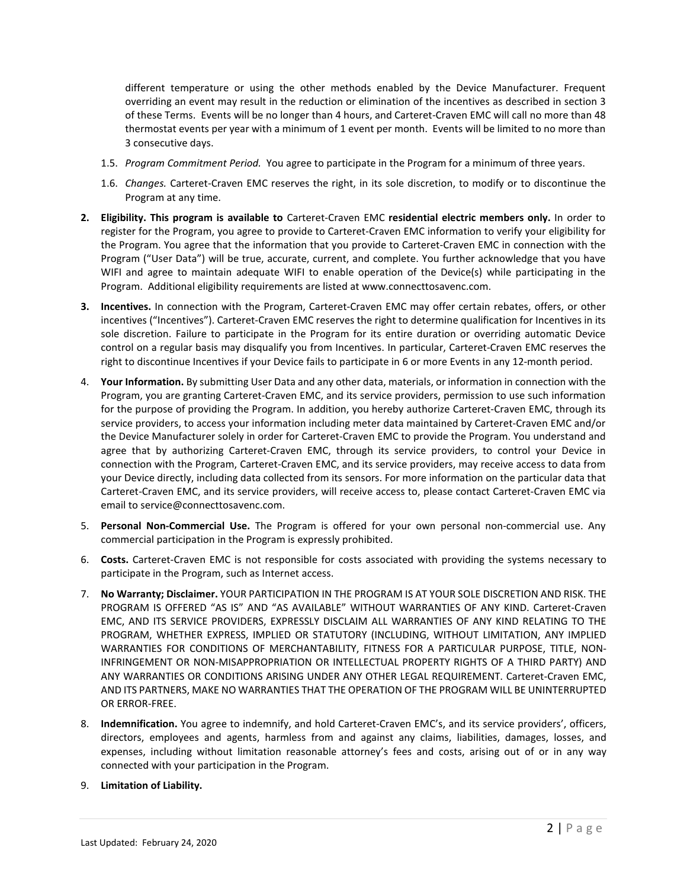different temperature or using the other methods enabled by the Device Manufacturer. Frequent overriding an event may result in the reduction or elimination of the incentives as described in section 3 of these Terms. Events will be no longer than 4 hours, and Carteret-Craven EMC will call no more than 48 thermostat events per year with a minimum of 1 event per month. Events will be limited to no more than 3 consecutive days.

1.5. *Program Commitment Period.* You agree to participate in the Program for a minimum of three years.

1.6. *Changes.* Carteret-Craven EMC reserves the right, in its sole discretion, to modify or to discontinue the Program at any time.

2. **Eligibility. This program is available to** Carteret-Craven EMC **residential electric members only.** In order to register for the Program, you agree to provide to Carteret-Craven EMC information to verify your eligibility for the Program. You agree that the information that you provide to Carteret-Craven EMC in connection with the Program ("User Data") will be true, accurate, current, and complete. You further acknowledge that you have WIFI and agree to maintain adequate WIFI to enable operation of the Device(s) while participating in the Program. Additional eligibility requirements are listed at www.connecttosavenc.com.

3. **Incentives.** In connection with the Program, Carteret-Craven EMC may offer certain rebates, offers, or other incentives ("Incentives"). Carteret-Craven EMC reserves the right to determine qualification for Incentives in its sole discretion. Failure to participate in the Program for its entire duration or overriding automatic Device control on a regular basis may disqualify you from Incentives. In particular, Carteret-Craven EMC reserves the right to discontinue Incentives if your Device fails to participate in 6 or more Events in any 12-month period.

4. **Your Information.** By submitting User Data and any other data, materials, or information in connection with the Program, you are granting Carteret-Craven EMC, and its service providers, permission to use such information for the purpose of providing the Program. In addition, you hereby authorize Carteret-Craven EMC, through its service providers, to access your information including meter data maintained by Carteret-Craven EMC and/or the Device Manufacturer solely in order for Carteret-Craven EMC to provide the Program. You understand and agree that by authorizing Carteret-Craven EMC, through its service providers, to control your Device in connection with the Program, Carteret-Craven EMC, and its service providers, may receive access to data from your Device directly, including data collected from its sensors. For more information on the particular data that Carteret-Craven EMC, and its service providers, will receive access to, please contact Carteret-Craven EMC via email to service@connecttosavenc.com.

5. **Personal Non-Commercial Use.** The Program is offered for your own personal non-commercial use. Any commercial participation in the Program is expressly prohibited.

6. **Costs.** Carteret-Craven EMC is not responsible for costs associated with providing the systems necessary to participate in the Program, such as Internet access.

7. **No Warranty; Disclaimer.** YOUR PARTICIPATION IN THE PROGRAM IS AT YOUR SOLE DISCRETION AND RISK. THE PROGRAM IS OFFERED "AS IS" AND "AS AVAILABLE" WITHOUT WARRANTIES OF ANY KIND. Carteret-Craven EMC, AND ITS SERVICE PROVIDERS, EXPRESSLY DISCLAIM ALL WARRANTIES OF ANY KIND RELATING TO THE PROGRAM, WHETHER EXPRESS, IMPLIED OR STATUTORY (INCLUDING, WITHOUT LIMITATION, ANY IMPLIED WARRANTIES FOR CONDITIONS OF MERCHANTABILITY, FITNESS FOR A PARTICULAR PURPOSE, TITLE, NON-INFRINGEMENT OR NON-MISAPPROPRIATION OR INTELLECTUAL PROPERTY RIGHTS OF A THIRD PARTY) AND ANY WARRANTIES OR CONDITIONS ARISING UNDER ANY OTHER LEGAL REQUIREMENT. Carteret-Craven EMC, AND ITS PARTNERS, MAKE NO WARRANTIES THAT THE OPERATION OF THE PROGRAM WILL BE UNINTERRUPTED OR ERROR-FREE.

8. **Indemnification.** You agree to indemnify, and hold Carteret-Craven EMC's, and its service providers', officers, directors, employees and agents, harmless from and against any claims, liabilities, damages, losses, and expenses, including without limitation reasonable attorney's fees and costs, arising out of or in any way connected with your participation in the Program.

9. **Limitation of Liability.**

Last Updated: February 24, 2020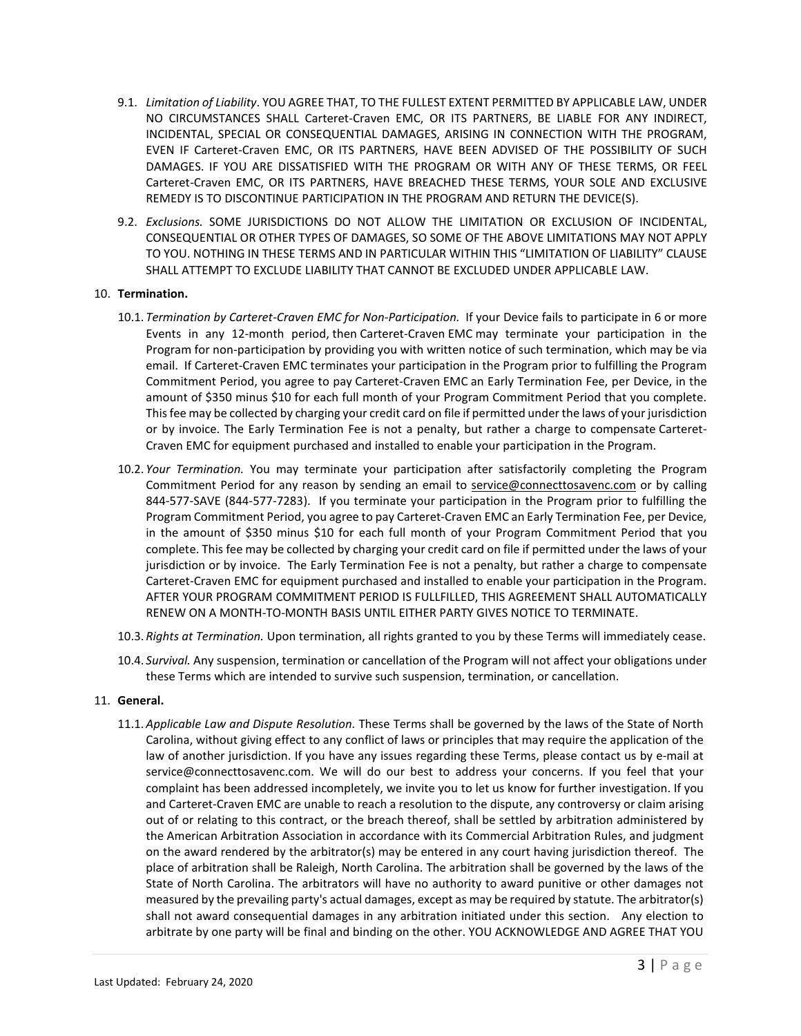9.1. *Limitation of Liability*. YOU AGREE THAT, TO THE FULLEST EXTENT PERMITTED BY APPLICABLE LAW, UNDER NO CIRCUMSTANCES SHALL Carteret-Craven EMC, OR ITS PARTNERS, BE LIABLE FOR ANY INDIRECT, INCIDENTAL, SPECIAL OR CONSEQUENTIAL DAMAGES, ARISING IN CONNECTION WITH THE PROGRAM, EVEN IF Carteret-Craven EMC, OR ITS PARTNERS, HAVE BEEN ADVISED OF THE POSSIBILITY OF SUCH DAMAGES. IF YOU ARE DISSATISFIED WITH THE PROGRAM OR WITH ANY OF THESE TERMS, OR FEEL Carteret-Craven EMC, OR ITS PARTNERS, HAVE BREACHED THESE TERMS, YOUR SOLE AND EXCLUSIVE REMEDY IS TO DISCONTINUE PARTICIPATION IN THE PROGRAM AND RETURN THE DEVICE(S).

9.2. *Exclusions.* SOME JURISDICTIONS DO NOT ALLOW THE LIMITATION OR EXCLUSION OF INCIDENTAL, CONSEQUENTIAL OR OTHER TYPES OF DAMAGES, SO SOME OF THE ABOVE LIMITATIONS MAY NOT APPLY TO YOU. NOTHING IN THESE TERMS AND IN PARTICULAR WITHIN THIS "LIMITATION OF LIABILITY" CLAUSE SHALL ATTEMPT TO EXCLUDE LIABILITY THAT CANNOT BE EXCLUDED UNDER APPLICABLE LAW.

10. **Termination.**

10.1. *Termination by Carteret-Craven EMC for Non-Participation.* If your Device fails to participate in 6 or more Events in any 12-month period, then Carteret-Craven EMC may terminate your participation in the Program for non-participation by providing you with written notice of such termination, which may be via email. If Carteret-Craven EMC terminates your participation in the Program prior to fulfilling the Program Commitment Period, you agree to pay Carteret-Craven EMC an Early Termination Fee, per Device, in the amount of $350 minus $10 for each full month of your Program Commitment Period that you complete. This fee may be collected by charging your credit card on file if permitted under the laws of your jurisdiction or by invoice. The Early Termination Fee is not a penalty, but rather a charge to compensate Carteret-Craven EMC for equipment purchased and installed to enable your participation in the Program.

10.2. *Your Termination.* You may terminate your participation after satisfactorily completing the Program Commitment Period for any reason by sending an email to service@connecttosavenc.com or by calling 844-577-SAVE (844-577-7283). If you terminate your participation in the Program prior to fulfilling the Program Commitment Period, you agree to pay Carteret-Craven EMC an Early Termination Fee, per Device, in the amount of $350 minus $10 for each full month of your Program Commitment Period that you complete. This fee may be collected by charging your credit card on file if permitted under the laws of your jurisdiction or by invoice. The Early Termination Fee is not a penalty, but rather a charge to compensate Carteret-Craven EMC for equipment purchased and installed to enable your participation in the Program. AFTER YOUR PROGRAM COMMITMENT PERIOD IS FULLFILLED, THIS AGREEMENT SHALL AUTOMATICALLY RENEW ON A MONTH-TO-MONTH BASIS UNTIL EITHER PARTY GIVES NOTICE TO TERMINATE.

10.3. *Rights at Termination.* Upon termination, all rights granted to you by these Terms will immediately cease.

10.4. *Survival.* Any suspension, termination or cancellation of the Program will not affect your obligations under these Terms which are intended to survive such suspension, termination, or cancellation.

11. **General.**

11.1. *Applicable Law and Dispute Resolution.* These Terms shall be governed by the laws of the State of North Carolina, without giving effect to any conflict of laws or principles that may require the application of the law of another jurisdiction. If you have any issues regarding these Terms, please contact us by e-mail at service@connecttosavenc.com. We will do our best to address your concerns. If you feel that your complaint has been addressed incompletely, we invite you to let us know for further investigation. If you and Carteret-Craven EMC are unable to reach a resolution to the dispute, any controversy or claim arising out of or relating to this contract, or the breach thereof, shall be settled by arbitration administered by the American Arbitration Association in accordance with its Commercial Arbitration Rules, and judgment on the award rendered by the arbitrator(s) may be entered in any court having jurisdiction thereof. The place of arbitration shall be Raleigh, North Carolina. The arbitration shall be governed by the laws of the State of North Carolina. The arbitrators will have no authority to award punitive or other damages not measured by the prevailing party's actual damages, except as may be required by statute. The arbitrator(s) shall not award consequential damages in any arbitration initiated under this section. Any election to arbitrate by one party will be final and binding on the other. YOU ACKNOWLEDGE AND AGREE THAT YOU

Last Updated: February 24, 2020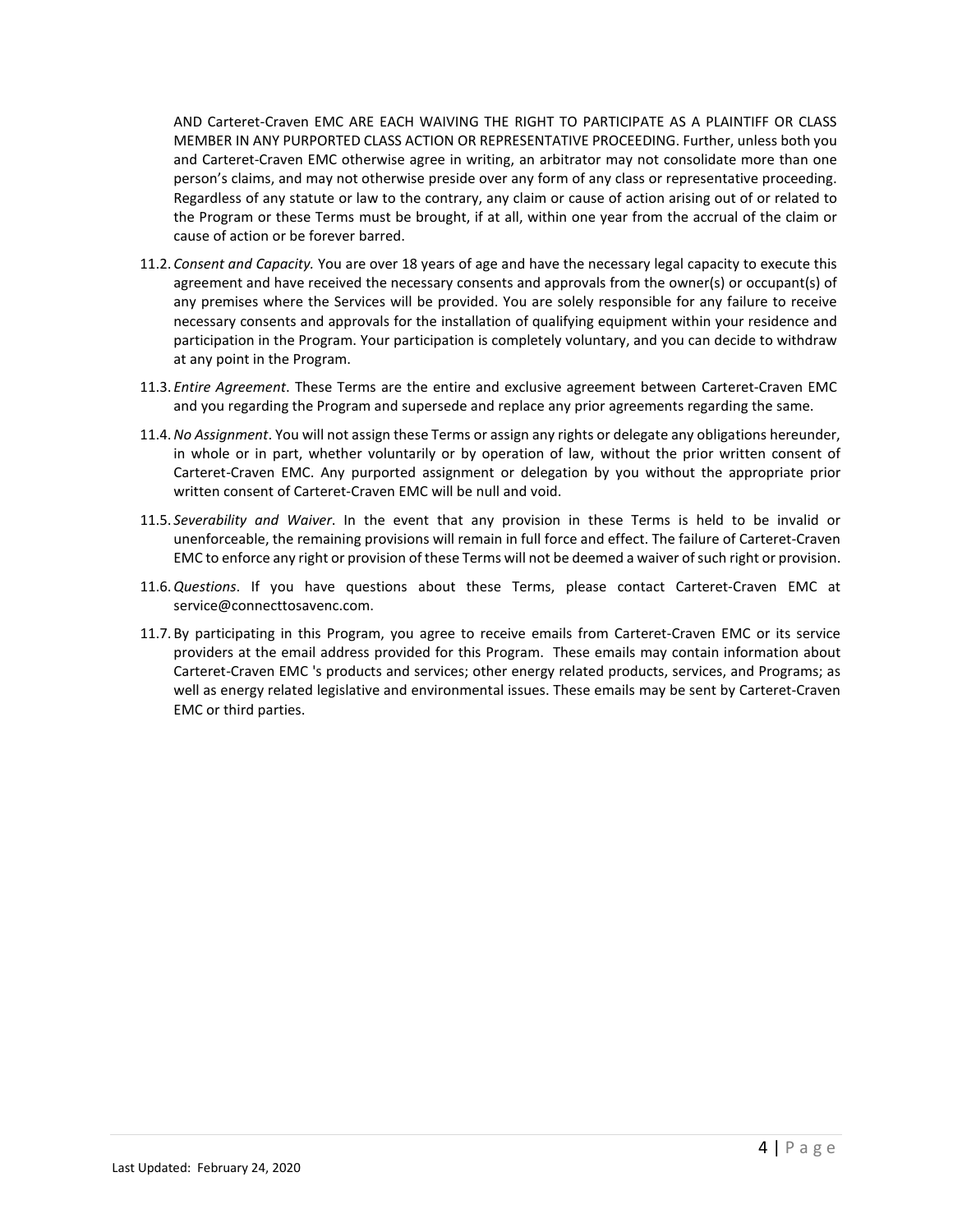AND Carteret-Craven EMC ARE EACH WAIVING THE RIGHT TO PARTICIPATE AS A PLAINTIFF OR CLASS MEMBER IN ANY PURPORTED CLASS ACTION OR REPRESENTATIVE PROCEEDING. Further, unless both you and Carteret-Craven EMC otherwise agree in writing, an arbitrator may not consolidate more than one person's claims, and may not otherwise preside over any form of any class or representative proceeding. Regardless of any statute or law to the contrary, any claim or cause of action arising out of or related to the Program or these Terms must be brought, if at all, within one year from the accrual of the claim or cause of action or be forever barred.

11.2. *Consent and Capacity.* You are over 18 years of age and have the necessary legal capacity to execute this agreement and have received the necessary consents and approvals from the owner(s) or occupant(s) of any premises where the Services will be provided. You are solely responsible for any failure to receive necessary consents and approvals for the installation of qualifying equipment within your residence and participation in the Program. Your participation is completely voluntary, and you can decide to withdraw at any point in the Program.

11.3. *Entire Agreement*. These Terms are the entire and exclusive agreement between Carteret-Craven EMC and you regarding the Program and supersede and replace any prior agreements regarding the same.

11.4. *No Assignment*. You will not assign these Terms or assign any rights or delegate any obligations hereunder, in whole or in part, whether voluntarily or by operation of law, without the prior written consent of Carteret-Craven EMC. Any purported assignment or delegation by you without the appropriate prior written consent of Carteret-Craven EMC will be null and void.

11.5. *Severability and Waiver*. In the event that any provision in these Terms is held to be invalid or unenforceable, the remaining provisions will remain in full force and effect. The failure of Carteret-Craven EMC to enforce any right or provision of these Terms will not be deemed a waiver of such right or provision.

11.6. *Questions*. If you have questions about these Terms, please contact Carteret-Craven EMC at service@connecttosavenc.com.

11.7. By participating in this Program, you agree to receive emails from Carteret-Craven EMC or its service providers at the email address provided for this Program. These emails may contain information about Carteret-Craven EMC 's products and services; other energy related products, services, and Programs; as well as energy related legislative and environmental issues. These emails may be sent by Carteret-Craven EMC or third parties.

Last Updated: February 24, 2020